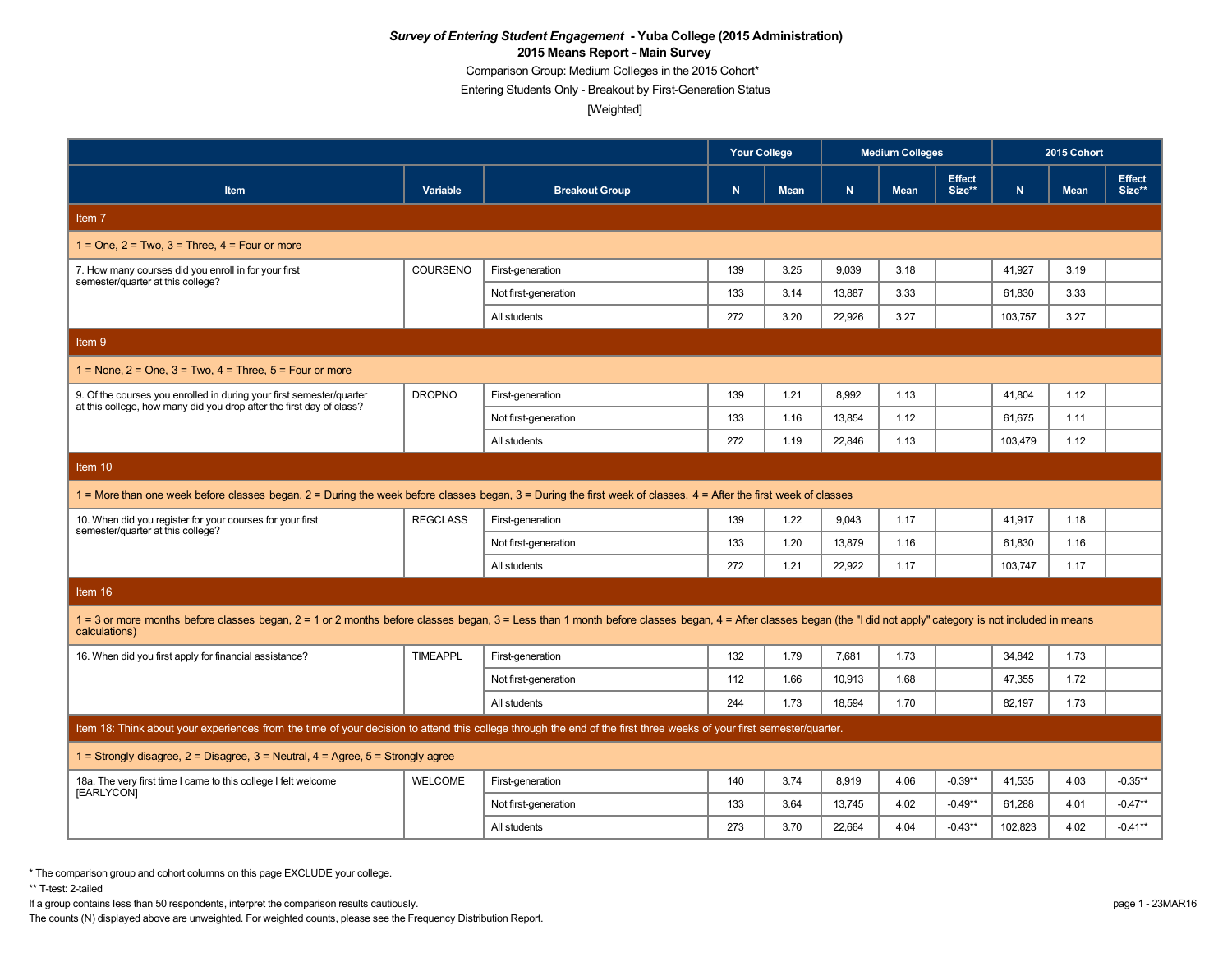# *Survey of Entering Student Engagement* - Yuba College (2015 Administration)

## 2015 Means Report - Main Survey

Comparison Group: Medium Colleges in the 2015 Cohort*

Entering Students Only - Breakout by First-Generation Status

[Weighted]

| | | | Your College | | Medium Colleges | | | 2015 Cohort | | |
|---|---|---|---|---|---|---|---|---|---|---|
| **Item** | **Variable** | **Breakout Group** | **N** | **Mean** | **N** | **Mean** | **Effect Size**** | **N** | **Mean** | **Effect Size**** |
| **Item 7** | | | | | | | | | | |
| 1 = One, 2 = Two, 3 = Three, 4 = Four or more | | | | | | | | | | |
| 7. How many courses did you enroll in for your first semester/quarter at this college? | COURSENO | First-generation | 139 | 3.25 | 9,039 | 3.18 | | 41,927 | 3.19 | |
| | | Not first-generation | 133 | 3.14 | 13,887 | 3.33 | | 61,830 | 3.33 | |
| | | All students | 272 | 3.20 | 22,926 | 3.27 | | 103,757 | 3.27 | |
| **Item 9** | | | | | | | | | | |
| 1 = None, 2 = One, 3 = Two, 4 = Three, 5 = Four or more | | | | | | | | | | |
| 9. Of the courses you enrolled in during your first semester/quarter at this college, how many did you drop after the first day of class? | DROPNO | First-generation | 139 | 1.21 | 8,992 | 1.13 | | 41,804 | 1.12 | |
| | | Not first-generation | 133 | 1.16 | 13,854 | 1.12 | | 61,675 | 1.11 | |
| | | All students | 272 | 1.19 | 22,846 | 1.13 | | 103,479 | 1.12 | |
| **Item 10** | | | | | | | | | | |
| 1 = More than one week before classes began, 2 = During the week before classes began, 3 = During the first week of classes, 4 = After the first week of classes | | | | | | | | | | |
| 10. When did you register for your courses for your first semester/quarter at this college? | REGCLASS | First-generation | 139 | 1.22 | 9,043 | 1.17 | | 41,917 | 1.18 | |
| | | Not first-generation | 133 | 1.20 | 13,879 | 1.16 | | 61,830 | 1.16 | |
| | | All students | 272 | 1.21 | 22,922 | 1.17 | | 103,747 | 1.17 | |
| **Item 16** | | | | | | | | | | |
| 1 = 3 or more months before classes began, 2 = 1 or 2 months before classes began, 3 = Less than 1 month before classes began, 4 = After classes began (the "I did not apply" category is not included in means calculations) | | | | | | | | | | |
| 16. When did you first apply for financial assistance? | TIMEAPPL | First-generation | 132 | 1.79 | 7,681 | 1.73 | | 34,842 | 1.73 | |
| | | Not first-generation | 112 | 1.66 | 10,913 | 1.68 | | 47,355 | 1.72 | |
| | | All students | 244 | 1.73 | 18,594 | 1.70 | | 82,197 | 1.73 | |
| **Item 18: Think about your experiences from the time of your decision to attend this college through the end of the first three weeks of your first semester/quarter.** | | | | | | | | | | |
| 1 = Strongly disagree, 2 = Disagree, 3 = Neutral, 4 = Agree, 5 = Strongly agree | | | | | | | | | | |
| 18a. The very first time I came to this college I felt welcome [EARLYCON] | WELCOME | First-generation | 140 | 3.74 | 8,919 | 4.06 | -0.39** | 41,535 | 4.03 | -0.35** |
| | | Not first-generation | 133 | 3.64 | 13,745 | 4.02 | -0.49** | 61,288 | 4.01 | -0.47** |
| | | All students | 273 | 3.70 | 22,664 | 4.04 | -0.43** | 102,823 | 4.02 | -0.41** |

* The comparison group and cohort columns on this page EXCLUDE your college.

** T-test: 2-tailed

If a group contains less than 50 respondents, interpret the comparison results cautiously.

The counts (N) displayed above are unweighted. For weighted counts, please see the Frequency Distribution Report.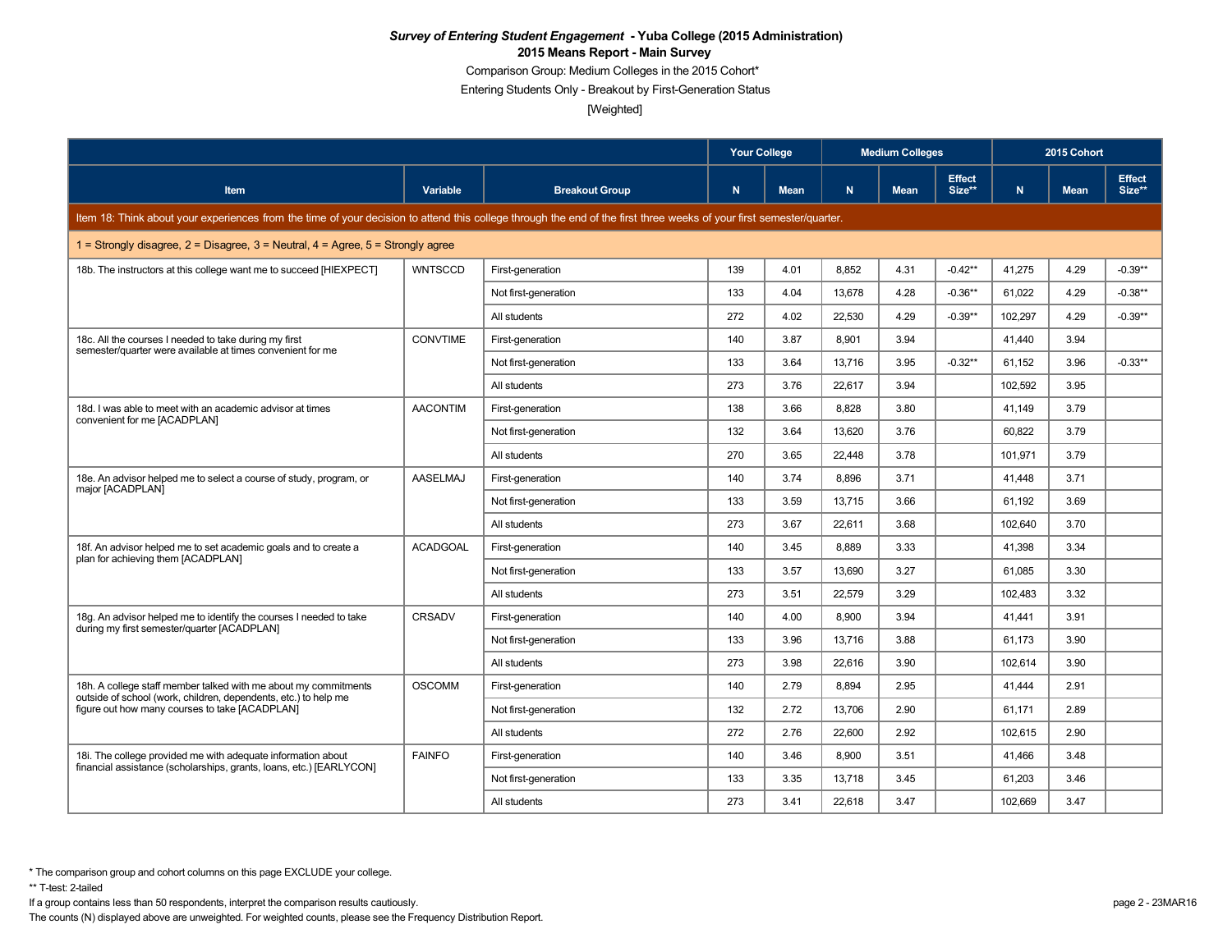***Survey of Entering Student Engagement* - Yuba College (2015 Administration)**

**2015 Means Report - Main Survey**

Comparison Group: Medium Colleges in the 2015 Cohort*

Entering Students Only - Breakout by First-Generation Status

[Weighted]

| | | | Your College | | Medium Colleges | | | 2015 Cohort | | |
|---|---|---|---|---|---|---|---|---|---|---|
| Item | Variable | Breakout Group | N | Mean | N | Mean | Effect Size** | N | Mean | Effect Size** |
| Item 18: Think about your experiences from the time of your decision to attend this college through the end of the first three weeks of your first semester/quarter. | | | | | | | | | | |
| 1 = Strongly disagree, 2 = Disagree, 3 = Neutral, 4 = Agree, 5 = Strongly agree | | | | | | | | | | |
| 18b. The instructors at this college want me to succeed [HIEXPECT] | WNTSCCD | First-generation | 139 | 4.01 | 8,852 | 4.31 | -0.42** | 41,275 | 4.29 | -0.39** |
| | | Not first-generation | 133 | 4.04 | 13,678 | 4.28 | -0.36** | 61,022 | 4.29 | -0.38** |
| | | All students | 272 | 4.02 | 22,530 | 4.29 | -0.39** | 102,297 | 4.29 | -0.39** |
| 18c. All the courses I needed to take during my first semester/quarter were available at times convenient for me | CONVTIME | First-generation | 140 | 3.87 | 8,901 | 3.94 | | 41,440 | 3.94 | |
| | | Not first-generation | 133 | 3.64 | 13,716 | 3.95 | -0.32** | 61,152 | 3.96 | -0.33** |
| | | All students | 273 | 3.76 | 22,617 | 3.94 | | 102,592 | 3.95 | |
| 18d. I was able to meet with an academic advisor at times convenient for me [ACADPLAN] | AACONTIM | First-generation | 138 | 3.66 | 8,828 | 3.80 | | 41,149 | 3.79 | |
| | | Not first-generation | 132 | 3.64 | 13,620 | 3.76 | | 60,822 | 3.79 | |
| | | All students | 270 | 3.65 | 22,448 | 3.78 | | 101,971 | 3.79 | |
| 18e. An advisor helped me to select a course of study, program, or major [ACADPLAN] | AASELMAJ | First-generation | 140 | 3.74 | 8,896 | 3.71 | | 41,448 | 3.71 | |
| | | Not first-generation | 133 | 3.59 | 13,715 | 3.66 | | 61,192 | 3.69 | |
| | | All students | 273 | 3.67 | 22,611 | 3.68 | | 102,640 | 3.70 | |
| 18f. An advisor helped me to set academic goals and to create a plan for achieving them [ACADPLAN] | ACADGOAL | First-generation | 140 | 3.45 | 8,889 | 3.33 | | 41,398 | 3.34 | |
| | | Not first-generation | 133 | 3.57 | 13,690 | 3.27 | | 61,085 | 3.30 | |
| | | All students | 273 | 3.51 | 22,579 | 3.29 | | 102,483 | 3.32 | |
| 18g. An advisor helped me to identify the courses I needed to take during my first semester/quarter [ACADPLAN] | CRSADV | First-generation | 140 | 4.00 | 8,900 | 3.94 | | 41,441 | 3.91 | |
| | | Not first-generation | 133 | 3.96 | 13,716 | 3.88 | | 61,173 | 3.90 | |
| | | All students | 273 | 3.98 | 22,616 | 3.90 | | 102,614 | 3.90 | |
| 18h. A college staff member talked with me about my commitments outside of school (work, children, dependents, etc.) to help me figure out how many courses to take [ACADPLAN] | OSCOMM | First-generation | 140 | 2.79 | 8,894 | 2.95 | | 41,444 | 2.91 | |
| | | Not first-generation | 132 | 2.72 | 13,706 | 2.90 | | 61,171 | 2.89 | |
| | | All students | 272 | 2.76 | 22,600 | 2.92 | | 102,615 | 2.90 | |
| 18i. The college provided me with adequate information about financial assistance (scholarships, grants, loans, etc.) [EARLYCON] | FAINFO | First-generation | 140 | 3.46 | 8,900 | 3.51 | | 41,466 | 3.48 | |
| | | Not first-generation | 133 | 3.35 | 13,718 | 3.45 | | 61,203 | 3.46 | |
| | | All students | 273 | 3.41 | 22,618 | 3.47 | | 102,669 | 3.47 | |

* The comparison group and cohort columns on this page EXCLUDE your college.

** T-test: 2-tailed

If a group contains less than 50 respondents, interpret the comparison results cautiously.

The counts (N) displayed above are unweighted. For weighted counts, please see the Frequency Distribution Report.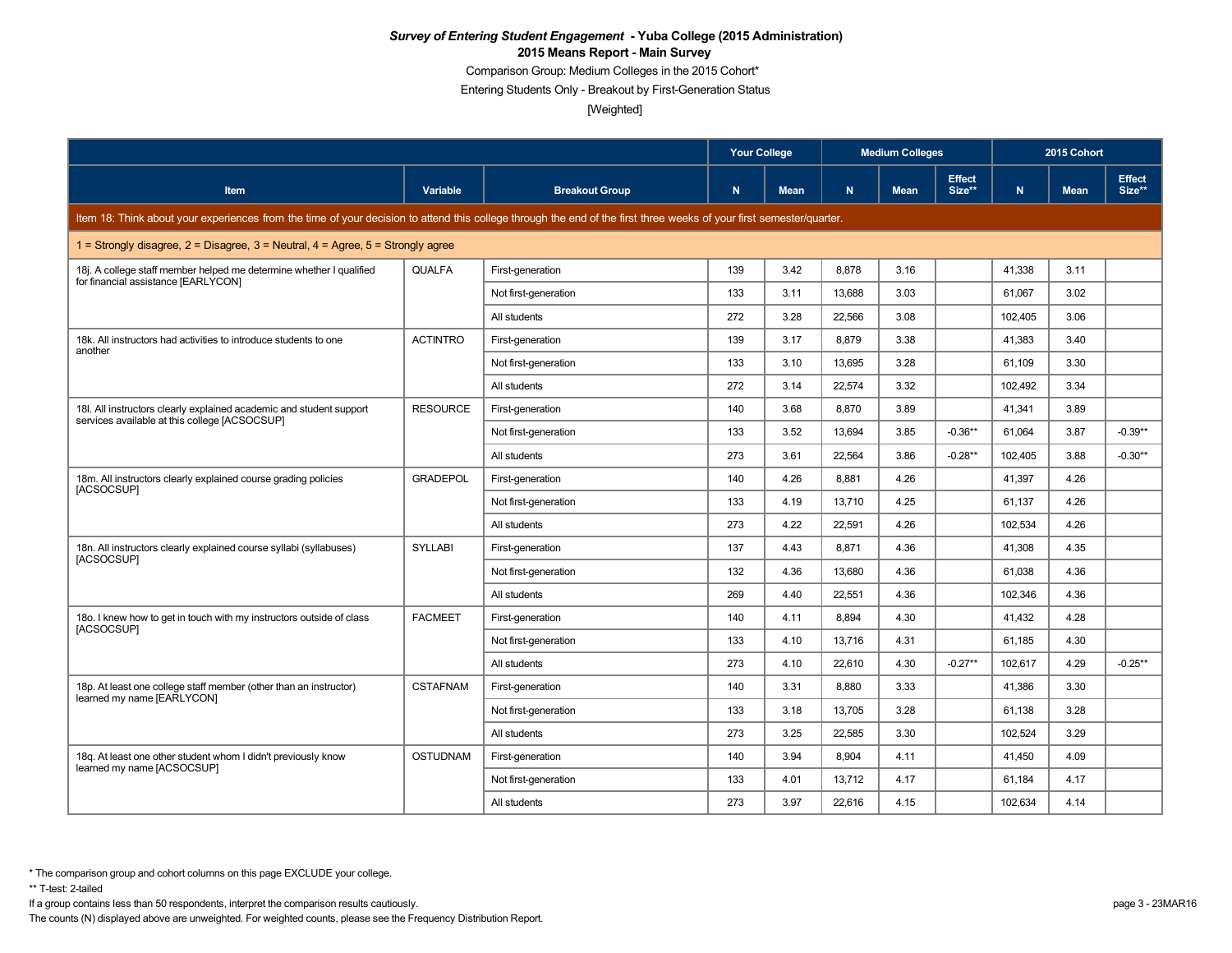***Survey of Entering Student Engagement* - Yuba College (2015 Administration)**

**2015 Means Report - Main Survey**

Comparison Group: Medium Colleges in the 2015 Cohort*

Entering Students Only - Breakout by First-Generation Status

[Weighted]

| | | | Your College | | Medium Colleges | | | 2015 Cohort | | |
|---|---|---|---|---|---|---|---|---|---|---|
| **Item** | **Variable** | **Breakout Group** | **N** | **Mean** | **N** | **Mean** | **Effect Size**** | **N** | **Mean** | **Effect Size**** |
| Item 18: Think about your experiences from the time of your decision to attend this college through the end of the first three weeks of your first semester/quarter. | | | | | | | | | | |
| 1 = Strongly disagree, 2 = Disagree, 3 = Neutral, 4 = Agree, 5 = Strongly agree | | | | | | | | | | |
| 18j. A college staff member helped me determine whether I qualified for financial assistance [EARLYCON] | QUALFA | First-generation | 139 | 3.42 | 8,878 | 3.16 | | 41,338 | 3.11 | |
| | | Not first-generation | 133 | 3.11 | 13,688 | 3.03 | | 61,067 | 3.02 | |
| | | All students | 272 | 3.28 | 22,566 | 3.08 | | 102,405 | 3.06 | |
| 18k. All instructors had activities to introduce students to one another | ACTINTRO | First-generation | 139 | 3.17 | 8,879 | 3.38 | | 41,383 | 3.40 | |
| | | Not first-generation | 133 | 3.10 | 13,695 | 3.28 | | 61,109 | 3.30 | |
| | | All students | 272 | 3.14 | 22,574 | 3.32 | | 102,492 | 3.34 | |
| 18l. All instructors clearly explained academic and student support services available at this college [ACSOCSUP] | RESOURCE | First-generation | 140 | 3.68 | 8,870 | 3.89 | | 41,341 | 3.89 | |
| | | Not first-generation | 133 | 3.52 | 13,694 | 3.85 | -0.36** | 61,064 | 3.87 | -0.39** |
| | | All students | 273 | 3.61 | 22,564 | 3.86 | -0.28** | 102,405 | 3.88 | -0.30** |
| 18m. All instructors clearly explained course grading policies [ACSOCSUP] | GRADEPOL | First-generation | 140 | 4.26 | 8,881 | 4.26 | | 41,397 | 4.26 | |
| | | Not first-generation | 133 | 4.19 | 13,710 | 4.25 | | 61,137 | 4.26 | |
| | | All students | 273 | 4.22 | 22,591 | 4.26 | | 102,534 | 4.26 | |
| 18n. All instructors clearly explained course syllabi (syllabuses) [ACSOCSUP] | SYLLABI | First-generation | 137 | 4.43 | 8,871 | 4.36 | | 41,308 | 4.35 | |
| | | Not first-generation | 132 | 4.36 | 13,680 | 4.36 | | 61,038 | 4.36 | |
| | | All students | 269 | 4.40 | 22,551 | 4.36 | | 102,346 | 4.36 | |
| 18o. I knew how to get in touch with my instructors outside of class [ACSOCSUP] | FACMEET | First-generation | 140 | 4.11 | 8,894 | 4.30 | | 41,432 | 4.28 | |
| | | Not first-generation | 133 | 4.10 | 13,716 | 4.31 | | 61,185 | 4.30 | |
| | | All students | 273 | 4.10 | 22,610 | 4.30 | -0.27** | 102,617 | 4.29 | -0.25** |
| 18p. At least one college staff member (other than an instructor) learned my name [EARLYCON] | CSTAFNAM | First-generation | 140 | 3.31 | 8,880 | 3.33 | | 41,386 | 3.30 | |
| | | Not first-generation | 133 | 3.18 | 13,705 | 3.28 | | 61,138 | 3.28 | |
| | | All students | 273 | 3.25 | 22,585 | 3.30 | | 102,524 | 3.29 | |
| 18q. At least one other student whom I didn't previously know learned my name [ACSOCSUP] | OSTUDNAM | First-generation | 140 | 3.94 | 8,904 | 4.11 | | 41,450 | 4.09 | |
| | | Not first-generation | 133 | 4.01 | 13,712 | 4.17 | | 61,184 | 4.17 | |
| | | All students | 273 | 3.97 | 22,616 | 4.15 | | 102,634 | 4.14 | |

\* The comparison group and cohort columns on this page EXCLUDE your college.

\*\* T-test: 2-tailed

If a group contains less than 50 respondents, interpret the comparison results cautiously.

The counts (N) displayed above are unweighted. For weighted counts, please see the Frequency Distribution Report.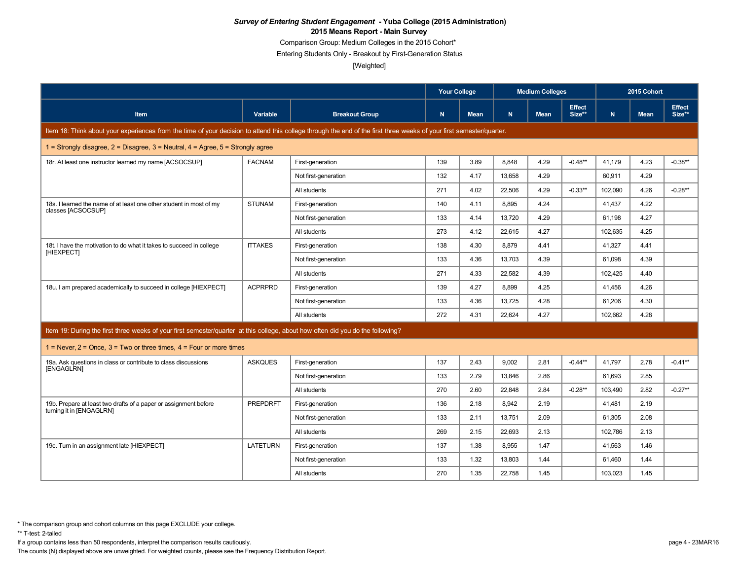***Survey of Entering Student Engagement* - Yuba College (2015 Administration)**

**2015 Means Report - Main Survey**

Comparison Group: Medium Colleges in the 2015 Cohort*

Entering Students Only - Breakout by First-Generation Status

[Weighted]

| | | | Your College | | Medium Colleges | | | 2015 Cohort | | |
|---|---|---|---|---|---|---|---|---|---|---|
| **Item** | **Variable** | **Breakout Group** | **N** | **Mean** | **N** | **Mean** | **Effect Size**** | **N** | **Mean** | **Effect Size**** |
| Item 18: Think about your experiences from the time of your decision to attend this college through the end of the first three weeks of your first semester/quarter. | | | | | | | | | | |
| 1 = Strongly disagree, 2 = Disagree, 3 = Neutral, 4 = Agree, 5 = Strongly agree | | | | | | | | | | |
| 18r. At least one instructor learned my name [ACSOCSUP] | FACNAM | First-generation | 139 | 3.89 | 8,848 | 4.29 | -0.48** | 41,179 | 4.23 | -0.38** |
| | | Not first-generation | 132 | 4.17 | 13,658 | 4.29 | | 60,911 | 4.29 | |
| | | All students | 271 | 4.02 | 22,506 | 4.29 | -0.33** | 102,090 | 4.26 | -0.28** |
| 18s. I learned the name of at least one other student in most of my classes [ACSOCSUP] | STUNAM | First-generation | 140 | 4.11 | 8,895 | 4.24 | | 41,437 | 4.22 | |
| | | Not first-generation | 133 | 4.14 | 13,720 | 4.29 | | 61,198 | 4.27 | |
| | | All students | 273 | 4.12 | 22,615 | 4.27 | | 102,635 | 4.25 | |
| 18t. I have the motivation to do what it takes to succeed in college [HIEXPECT] | ITTAKES | First-generation | 138 | 4.30 | 8,879 | 4.41 | | 41,327 | 4.41 | |
| | | Not first-generation | 133 | 4.36 | 13,703 | 4.39 | | 61,098 | 4.39 | |
| | | All students | 271 | 4.33 | 22,582 | 4.39 | | 102,425 | 4.40 | |
| 18u. I am prepared academically to succeed in college [HIEXPECT] | ACPRPRD | First-generation | 139 | 4.27 | 8,899 | 4.25 | | 41,456 | 4.26 | |
| | | Not first-generation | 133 | 4.36 | 13,725 | 4.28 | | 61,206 | 4.30 | |
| | | All students | 272 | 4.31 | 22,624 | 4.27 | | 102,662 | 4.28 | |
| Item 19: During the first three weeks of your first semester/quarter at this college, about how often did you do the following? | | | | | | | | | | |
| 1 = Never, 2 = Once, 3 = Two or three times, 4 = Four or more times | | | | | | | | | | |
| 19a. Ask questions in class or contribute to class discussions [ENGAGLRN] | ASKQUES | First-generation | 137 | 2.43 | 9,002 | 2.81 | -0.44** | 41,797 | 2.78 | -0.41** |
| | | Not first-generation | 133 | 2.79 | 13,846 | 2.86 | | 61,693 | 2.85 | |
| | | All students | 270 | 2.60 | 22,848 | 2.84 | -0.28** | 103,490 | 2.82 | -0.27** |
| 19b. Prepare at least two drafts of a paper or assignment before turning it in [ENGAGLRN] | PREPDRFT | First-generation | 136 | 2.18 | 8,942 | 2.19 | | 41,481 | 2.19 | |
| | | Not first-generation | 133 | 2.11 | 13,751 | 2.09 | | 61,305 | 2.08 | |
| | | All students | 269 | 2.15 | 22,693 | 2.13 | | 102,786 | 2.13 | |
| 19c. Turn in an assignment late [HIEXPECT] | LATETURN | First-generation | 137 | 1.38 | 8,955 | 1.47 | | 41,563 | 1.46 | |
| | | Not first-generation | 133 | 1.32 | 13,803 | 1.44 | | 61,460 | 1.44 | |
| | | All students | 270 | 1.35 | 22,758 | 1.45 | | 103,023 | 1.45 | |

* The comparison group and cohort columns on this page EXCLUDE your college.

** T-test: 2-tailed

If a group contains less than 50 respondents, interpret the comparison results cautiously.

The counts (N) displayed above are unweighted. For weighted counts, please see the Frequency Distribution Report.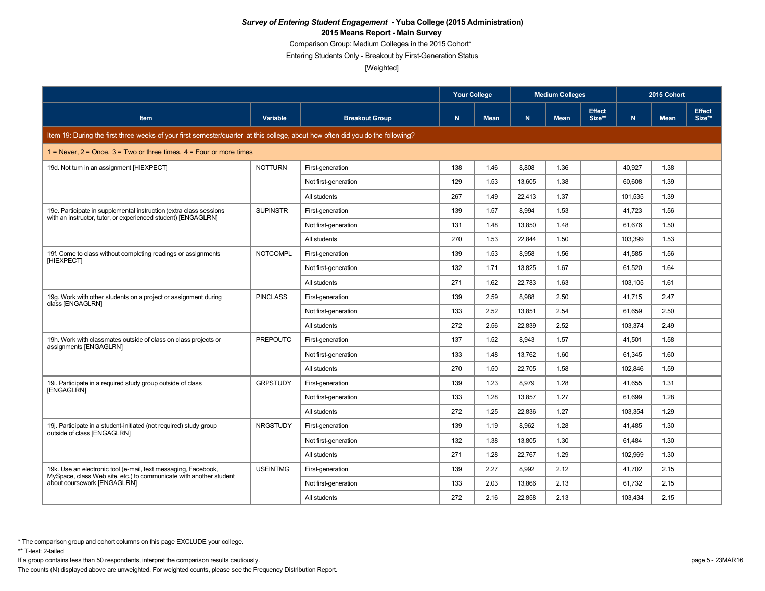# *Survey of Entering Student Engagement* - Yuba College (2015 Administration)

## 2015 Means Report - Main Survey

Comparison Group: Medium Colleges in the 2015 Cohort*

Entering Students Only - Breakout by First-Generation Status

[Weighted]

| Item | Variable | Breakout Group | Your College N | Your College Mean | Medium Colleges N | Medium Colleges Mean | Medium Colleges Effect Size** | 2015 Cohort N | 2015 Cohort Mean | 2015 Cohort Effect Size** |
|---|---|---|---|---|---|---|---|---|---|---|
| **Item 19: During the first three weeks of your first semester/quarter at this college, about how often did you do the following?** | | | | | | | | | | |
| 1 = Never, 2 = Once, 3 = Two or three times, 4 = Four or more times | | | | | | | | | | |
| 19d. Not turn in an assignment [HIEXPECT] | NOTTURN | First-generation | 138 | 1.46 | 8,808 | 1.36 | | 40,927 | 1.38 | |
| | | Not first-generation | 129 | 1.53 | 13,605 | 1.38 | | 60,608 | 1.39 | |
| | | All students | 267 | 1.49 | 22,413 | 1.37 | | 101,535 | 1.39 | |
| 19e. Participate in supplemental instruction (extra class sessions with an instructor, tutor, or experienced student) [ENGAGLRN] | SUPINSTR | First-generation | 139 | 1.57 | 8,994 | 1.53 | | 41,723 | 1.56 | |
| | | Not first-generation | 131 | 1.48 | 13,850 | 1.48 | | 61,676 | 1.50 | |
| | | All students | 270 | 1.53 | 22,844 | 1.50 | | 103,399 | 1.53 | |
| 19f. Come to class without completing readings or assignments [HIEXPECT] | NOTCOMPL | First-generation | 139 | 1.53 | 8,958 | 1.56 | | 41,585 | 1.56 | |
| | | Not first-generation | 132 | 1.71 | 13,825 | 1.67 | | 61,520 | 1.64 | |
| | | All students | 271 | 1.62 | 22,783 | 1.63 | | 103,105 | 1.61 | |
| 19g. Work with other students on a project or assignment during class [ENGAGLRN] | PINCLASS | First-generation | 139 | 2.59 | 8,988 | 2.50 | | 41,715 | 2.47 | |
| | | Not first-generation | 133 | 2.52 | 13,851 | 2.54 | | 61,659 | 2.50 | |
| | | All students | 272 | 2.56 | 22,839 | 2.52 | | 103,374 | 2.49 | |
| 19h. Work with classmates outside of class on class projects or assignments [ENGAGLRN] | PREPOUTC | First-generation | 137 | 1.52 | 8,943 | 1.57 | | 41,501 | 1.58 | |
| | | Not first-generation | 133 | 1.48 | 13,762 | 1.60 | | 61,345 | 1.60 | |
| | | All students | 270 | 1.50 | 22,705 | 1.58 | | 102,846 | 1.59 | |
| 19i. Participate in a required study group outside of class [ENGAGLRN] | GRPSTUDY | First-generation | 139 | 1.23 | 8,979 | 1.28 | | 41,655 | 1.31 | |
| | | Not first-generation | 133 | 1.28 | 13,857 | 1.27 | | 61,699 | 1.28 | |
| | | All students | 272 | 1.25 | 22,836 | 1.27 | | 103,354 | 1.29 | |
| 19j. Participate in a student-initiated (not required) study group outside of class [ENGAGLRN] | NRGSTUDY | First-generation | 139 | 1.19 | 8,962 | 1.28 | | 41,485 | 1.30 | |
| | | Not first-generation | 132 | 1.38 | 13,805 | 1.30 | | 61,484 | 1.30 | |
| | | All students | 271 | 1.28 | 22,767 | 1.29 | | 102,969 | 1.30 | |
| 19k. Use an electronic tool (e-mail, text messaging, Facebook, MySpace, class Web site, etc.) to communicate with another student about coursework [ENGAGLRN] | USEINTMG | First-generation | 139 | 2.27 | 8,992 | 2.12 | | 41,702 | 2.15 | |
| | | Not first-generation | 133 | 2.03 | 13,866 | 2.13 | | 61,732 | 2.15 | |
| | | All students | 272 | 2.16 | 22,858 | 2.13 | | 103,434 | 2.15 | |

\* The comparison group and cohort columns on this page EXCLUDE your college.

** T-test: 2-tailed

If a group contains less than 50 respondents, interpret the comparison results cautiously.

The counts (N) displayed above are unweighted. For weighted counts, please see the Frequency Distribution Report.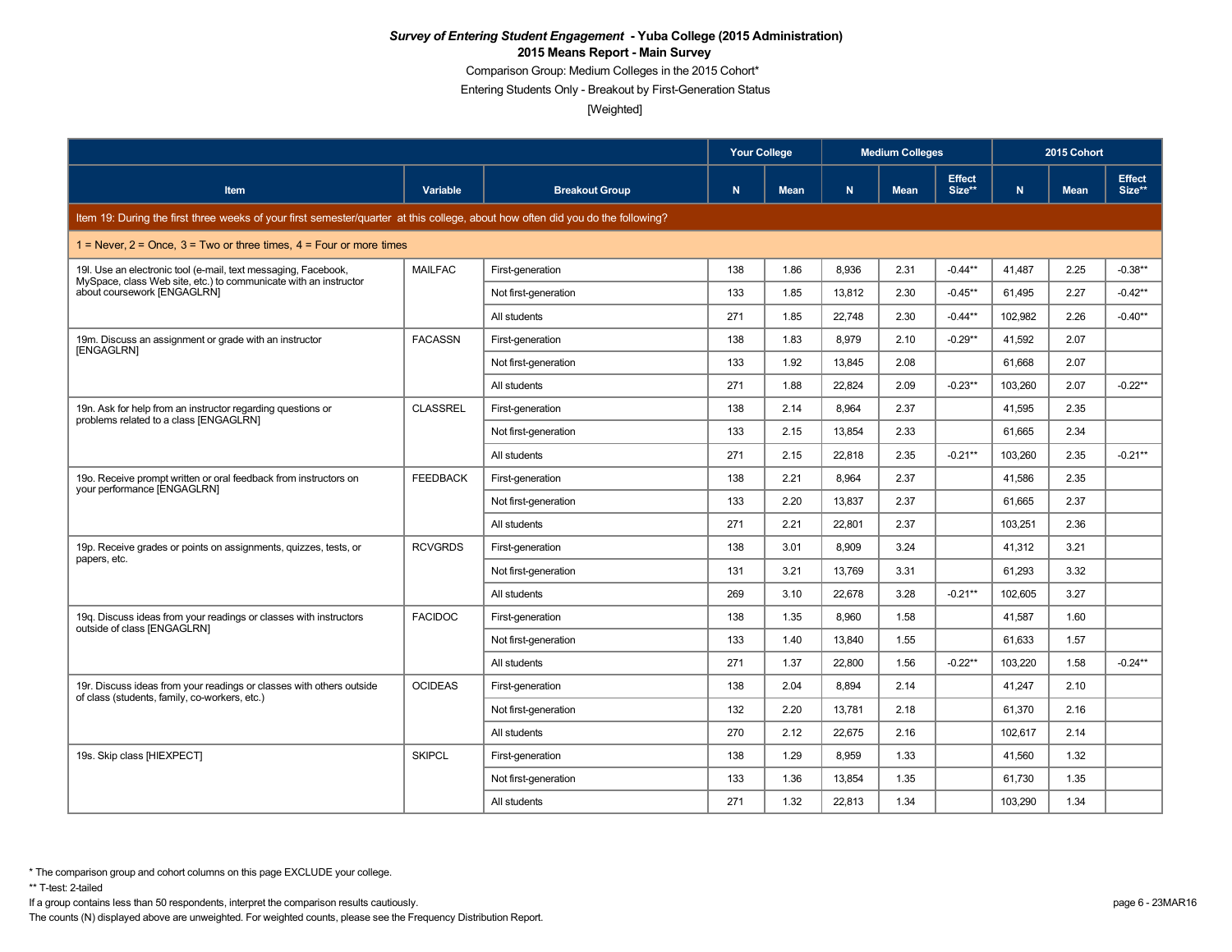***Survey of Entering Student Engagement* - Yuba College (2015 Administration)**

**2015 Means Report - Main Survey**

Comparison Group: Medium Colleges in the 2015 Cohort*

Entering Students Only - Breakout by First-Generation Status

[Weighted]

| | | | Your College | | Medium Colleges | | | 2015 Cohort | | |
|---|---|---|---|---|---|---|---|---|---|---|
| Item | Variable | Breakout Group | N | Mean | N | Mean | Effect Size** | N | Mean | Effect Size** |
| Item 19: During the first three weeks of your first semester/quarter at this college, about how often did you do the following? | | | | | | | | | | |
| 1 = Never, 2 = Once, 3 = Two or three times, 4 = Four or more times | | | | | | | | | | |
| 19l. Use an electronic tool (e-mail, text messaging, Facebook, MySpace, class Web site, etc.) to communicate with an instructor about coursework [ENGAGLRN] | MAILFAC | First-generation | 138 | 1.86 | 8,936 | 2.31 | -0.44** | 41,487 | 2.25 | -0.38** |
| | | Not first-generation | 133 | 1.85 | 13,812 | 2.30 | -0.45** | 61,495 | 2.27 | -0.42** |
| | | All students | 271 | 1.85 | 22,748 | 2.30 | -0.44** | 102,982 | 2.26 | -0.40** |
| 19m. Discuss an assignment or grade with an instructor [ENGAGLRN] | FACASSN | First-generation | 138 | 1.83 | 8,979 | 2.10 | -0.29** | 41,592 | 2.07 | |
| | | Not first-generation | 133 | 1.92 | 13,845 | 2.08 | | 61,668 | 2.07 | |
| | | All students | 271 | 1.88 | 22,824 | 2.09 | -0.23** | 103,260 | 2.07 | -0.22** |
| 19n. Ask for help from an instructor regarding questions or problems related to a class [ENGAGLRN] | CLASSREL | First-generation | 138 | 2.14 | 8,964 | 2.37 | | 41,595 | 2.35 | |
| | | Not first-generation | 133 | 2.15 | 13,854 | 2.33 | | 61,665 | 2.34 | |
| | | All students | 271 | 2.15 | 22,818 | 2.35 | -0.21** | 103,260 | 2.35 | -0.21** |
| 19o. Receive prompt written or oral feedback from instructors on your performance [ENGAGLRN] | FEEDBACK | First-generation | 138 | 2.21 | 8,964 | 2.37 | | 41,586 | 2.35 | |
| | | Not first-generation | 133 | 2.20 | 13,837 | 2.37 | | 61,665 | 2.37 | |
| | | All students | 271 | 2.21 | 22,801 | 2.37 | | 103,251 | 2.36 | |
| 19p. Receive grades or points on assignments, quizzes, tests, or papers, etc. | RCVGRDS | First-generation | 138 | 3.01 | 8,909 | 3.24 | | 41,312 | 3.21 | |
| | | Not first-generation | 131 | 3.21 | 13,769 | 3.31 | | 61,293 | 3.32 | |
| | | All students | 269 | 3.10 | 22,678 | 3.28 | -0.21** | 102,605 | 3.27 | |
| 19q. Discuss ideas from your readings or classes with instructors outside of class [ENGAGLRN] | FACIDOC | First-generation | 138 | 1.35 | 8,960 | 1.58 | | 41,587 | 1.60 | |
| | | Not first-generation | 133 | 1.40 | 13,840 | 1.55 | | 61,633 | 1.57 | |
| | | All students | 271 | 1.37 | 22,800 | 1.56 | -0.22** | 103,220 | 1.58 | -0.24** |
| 19r. Discuss ideas from your readings or classes with others outside of class (students, family, co-workers, etc.) | OCIDEAS | First-generation | 138 | 2.04 | 8,894 | 2.14 | | 41,247 | 2.10 | |
| | | Not first-generation | 132 | 2.20 | 13,781 | 2.18 | | 61,370 | 2.16 | |
| | | All students | 270 | 2.12 | 22,675 | 2.16 | | 102,617 | 2.14 | |
| 19s. Skip class [HIEXPECT] | SKIPCL | First-generation | 138 | 1.29 | 8,959 | 1.33 | | 41,560 | 1.32 | |
| | | Not first-generation | 133 | 1.36 | 13,854 | 1.35 | | 61,730 | 1.35 | |
| | | All students | 271 | 1.32 | 22,813 | 1.34 | | 103,290 | 1.34 | |

* The comparison group and cohort columns on this page EXCLUDE your college.

** T-test: 2-tailed

If a group contains less than 50 respondents, interpret the comparison results cautiously.

The counts (N) displayed above are unweighted. For weighted counts, please see the Frequency Distribution Report.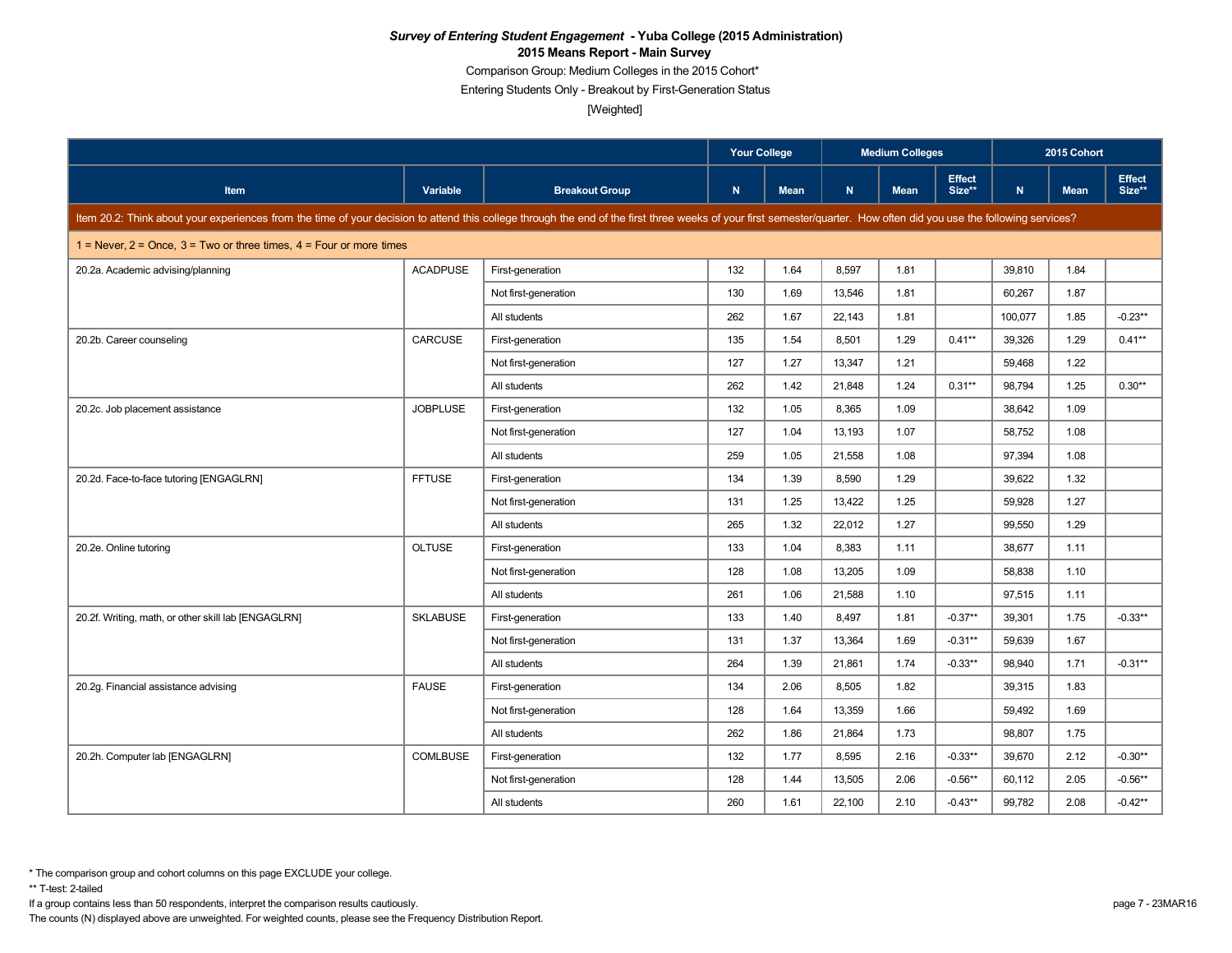***Survey of Entering Student Engagement* - Yuba College (2015 Administration)**

**2015 Means Report - Main Survey**

Comparison Group: Medium Colleges in the 2015 Cohort*

Entering Students Only - Breakout by First-Generation Status

[Weighted]

| | | | Your College | | Medium Colleges | | | 2015 Cohort | | |
|---|---|---|---|---|---|---|---|---|---|---|
| Item | Variable | Breakout Group | N | Mean | N | Mean | Effect Size** | N | Mean | Effect Size** |
| Item 20.2: Think about your experiences from the time of your decision to attend this college through the end of the first three weeks of your first semester/quarter. How often did you use the following services? | | | | | | | | | | |
| 1 = Never, 2 = Once, 3 = Two or three times, 4 = Four or more times | | | | | | | | | | |
| 20.2a. Academic advising/planning | ACADPUSE | First-generation | 132 | 1.64 | 8,597 | 1.81 | | 39,810 | 1.84 | |
| | | Not first-generation | 130 | 1.69 | 13,546 | 1.81 | | 60,267 | 1.87 | |
| | | All students | 262 | 1.67 | 22,143 | 1.81 | | 100,077 | 1.85 | -0.23** |
| 20.2b. Career counseling | CARCUSE | First-generation | 135 | 1.54 | 8,501 | 1.29 | 0.41** | 39,326 | 1.29 | 0.41** |
| | | Not first-generation | 127 | 1.27 | 13,347 | 1.21 | | 59,468 | 1.22 | |
| | | All students | 262 | 1.42 | 21,848 | 1.24 | 0.31** | 98,794 | 1.25 | 0.30** |
| 20.2c. Job placement assistance | JOBPLUSE | First-generation | 132 | 1.05 | 8,365 | 1.09 | | 38,642 | 1.09 | |
| | | Not first-generation | 127 | 1.04 | 13,193 | 1.07 | | 58,752 | 1.08 | |
| | | All students | 259 | 1.05 | 21,558 | 1.08 | | 97,394 | 1.08 | |
| 20.2d. Face-to-face tutoring [ENGAGLRN] | FFTUSE | First-generation | 134 | 1.39 | 8,590 | 1.29 | | 39,622 | 1.32 | |
| | | Not first-generation | 131 | 1.25 | 13,422 | 1.25 | | 59,928 | 1.27 | |
| | | All students | 265 | 1.32 | 22,012 | 1.27 | | 99,550 | 1.29 | |
| 20.2e. Online tutoring | OLTUSE | First-generation | 133 | 1.04 | 8,383 | 1.11 | | 38,677 | 1.11 | |
| | | Not first-generation | 128 | 1.08 | 13,205 | 1.09 | | 58,838 | 1.10 | |
| | | All students | 261 | 1.06 | 21,588 | 1.10 | | 97,515 | 1.11 | |
| 20.2f. Writing, math, or other skill lab [ENGAGLRN] | SKLABUSE | First-generation | 133 | 1.40 | 8,497 | 1.81 | -0.37** | 39,301 | 1.75 | -0.33** |
| | | Not first-generation | 131 | 1.37 | 13,364 | 1.69 | -0.31** | 59,639 | 1.67 | |
| | | All students | 264 | 1.39 | 21,861 | 1.74 | -0.33** | 98,940 | 1.71 | -0.31** |
| 20.2g. Financial assistance advising | FAUSE | First-generation | 134 | 2.06 | 8,505 | 1.82 | | 39,315 | 1.83 | |
| | | Not first-generation | 128 | 1.64 | 13,359 | 1.66 | | 59,492 | 1.69 | |
| | | All students | 262 | 1.86 | 21,864 | 1.73 | | 98,807 | 1.75 | |
| 20.2h. Computer lab [ENGAGLRN] | COMLBUSE | First-generation | 132 | 1.77 | 8,595 | 2.16 | -0.33** | 39,670 | 2.12 | -0.30** |
| | | Not first-generation | 128 | 1.44 | 13,505 | 2.06 | -0.56** | 60,112 | 2.05 | -0.56** |
| | | All students | 260 | 1.61 | 22,100 | 2.10 | -0.43** | 99,782 | 2.08 | -0.42** |

\* The comparison group and cohort columns on this page EXCLUDE your college.

** T-test: 2-tailed

If a group contains less than 50 respondents, interpret the comparison results cautiously.

The counts (N) displayed above are unweighted. For weighted counts, please see the Frequency Distribution Report.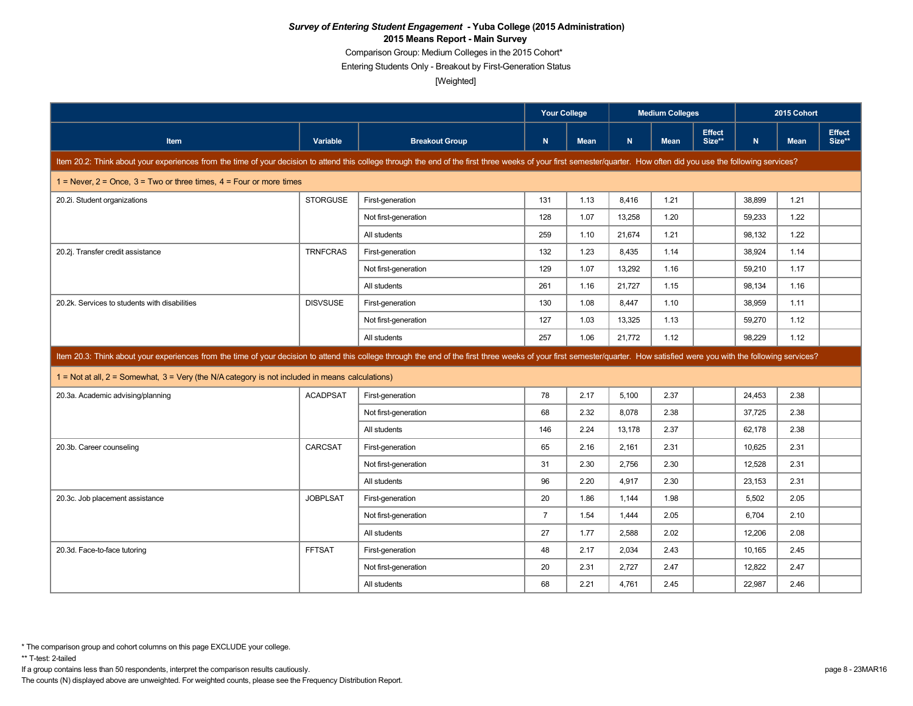***Survey of Entering Student Engagement* - Yuba College (2015 Administration)**
**2015 Means Report - Main Survey**

Comparison Group: Medium Colleges in the 2015 Cohort*

Entering Students Only - Breakout by First-Generation Status

[Weighted]

| | | | Your College | | Medium Colleges | | | 2015 Cohort | | |
|---|---|---|---|---|---|---|---|---|---|---|
| **Item** | **Variable** | **Breakout Group** | **N** | **Mean** | **N** | **Mean** | **Effect Size**** | **N** | **Mean** | **Effect Size**** |
| Item 20.2: Think about your experiences from the time of your decision to attend this college through the end of the first three weeks of your first semester/quarter. How often did you use the following services? | | | | | | | | | | |
| 1 = Never, 2 = Once, 3 = Two or three times, 4 = Four or more times | | | | | | | | | | |
| 20.2i. Student organizations | STORGUSE | First-generation | 131 | 1.13 | 8,416 | 1.21 | | 38,899 | 1.21 | |
| | | Not first-generation | 128 | 1.07 | 13,258 | 1.20 | | 59,233 | 1.22 | |
| | | All students | 259 | 1.10 | 21,674 | 1.21 | | 98,132 | 1.22 | |
| 20.2j. Transfer credit assistance | TRNFCRAS | First-generation | 132 | 1.23 | 8,435 | 1.14 | | 38,924 | 1.14 | |
| | | Not first-generation | 129 | 1.07 | 13,292 | 1.16 | | 59,210 | 1.17 | |
| | | All students | 261 | 1.16 | 21,727 | 1.15 | | 98,134 | 1.16 | |
| 20.2k. Services to students with disabilities | DISVSUSE | First-generation | 130 | 1.08 | 8,447 | 1.10 | | 38,959 | 1.11 | |
| | | Not first-generation | 127 | 1.03 | 13,325 | 1.13 | | 59,270 | 1.12 | |
| | | All students | 257 | 1.06 | 21,772 | 1.12 | | 98,229 | 1.12 | |
| Item 20.3: Think about your experiences from the time of your decision to attend this college through the end of the first three weeks of your first semester/quarter. How satisfied were you with the following services? | | | | | | | | | | |
| 1 = Not at all, 2 = Somewhat, 3 = Very (the N/A category is not included in means calculations) | | | | | | | | | | |
| 20.3a. Academic advising/planning | ACADPSAT | First-generation | 78 | 2.17 | 5,100 | 2.37 | | 24,453 | 2.38 | |
| | | Not first-generation | 68 | 2.32 | 8,078 | 2.38 | | 37,725 | 2.38 | |
| | | All students | 146 | 2.24 | 13,178 | 2.37 | | 62,178 | 2.38 | |
| 20.3b. Career counseling | CARCSAT | First-generation | 65 | 2.16 | 2,161 | 2.31 | | 10,625 | 2.31 | |
| | | Not first-generation | 31 | 2.30 | 2,756 | 2.30 | | 12,528 | 2.31 | |
| | | All students | 96 | 2.20 | 4,917 | 2.30 | | 23,153 | 2.31 | |
| 20.3c. Job placement assistance | JOBPLSAT | First-generation | 20 | 1.86 | 1,144 | 1.98 | | 5,502 | 2.05 | |
| | | Not first-generation | 7 | 1.54 | 1,444 | 2.05 | | 6,704 | 2.10 | |
| | | All students | 27 | 1.77 | 2,588 | 2.02 | | 12,206 | 2.08 | |
| 20.3d. Face-to-face tutoring | FFTSAT | First-generation | 48 | 2.17 | 2,034 | 2.43 | | 10,165 | 2.45 | |
| | | Not first-generation | 20 | 2.31 | 2,727 | 2.47 | | 12,822 | 2.47 | |
| | | All students | 68 | 2.21 | 4,761 | 2.45 | | 22,987 | 2.46 | |

\* The comparison group and cohort columns on this page EXCLUDE your college.

\*\* T-test: 2-tailed

If a group contains less than 50 respondents, interpret the comparison results cautiously.

The counts (N) displayed above are unweighted. For weighted counts, please see the Frequency Distribution Report.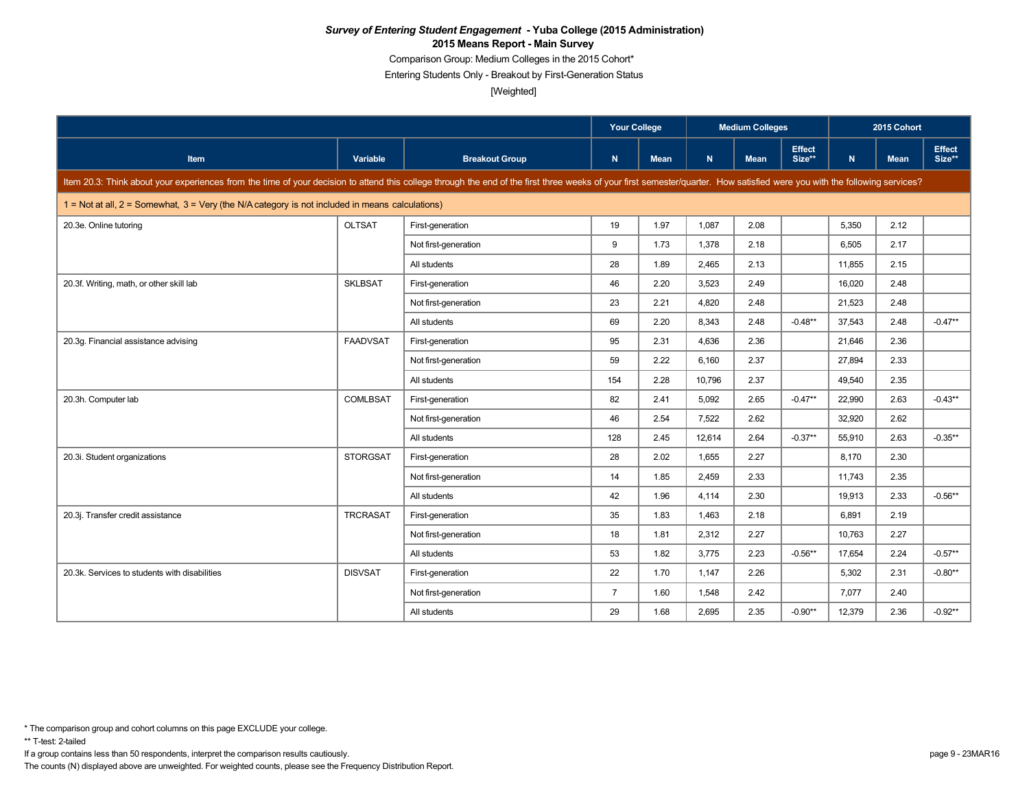***Survey of Entering Student Engagement* - Yuba College (2015 Administration)**

**2015 Means Report - Main Survey**

Comparison Group: Medium Colleges in the 2015 Cohort*

Entering Students Only - Breakout by First-Generation Status

[Weighted]

| | | | Your College | | Medium Colleges | | | 2015 Cohort | | |
|---|---|---|---|---|---|---|---|---|---|---|
| **Item** | **Variable** | **Breakout Group** | **N** | **Mean** | **N** | **Mean** | **Effect Size**** | **N** | **Mean** | **Effect Size**** |
| Item 20.3: Think about your experiences from the time of your decision to attend this college through the end of the first three weeks of your first semester/quarter. How satisfied were you with the following services? | | | | | | | | | | |
| 1 = Not at all, 2 = Somewhat, 3 = Very (the N/A category is not included in means calculations) | | | | | | | | | | |
| 20.3e. Online tutoring | OLTSAT | First-generation | 19 | 1.97 | 1,087 | 2.08 | | 5,350 | 2.12 | |
| | | Not first-generation | 9 | 1.73 | 1,378 | 2.18 | | 6,505 | 2.17 | |
| | | All students | 28 | 1.89 | 2,465 | 2.13 | | 11,855 | 2.15 | |
| 20.3f. Writing, math, or other skill lab | SKLBSAT | First-generation | 46 | 2.20 | 3,523 | 2.49 | | 16,020 | 2.48 | |
| | | Not first-generation | 23 | 2.21 | 4,820 | 2.48 | | 21,523 | 2.48 | |
| | | All students | 69 | 2.20 | 8,343 | 2.48 | -0.48** | 37,543 | 2.48 | -0.47** |
| 20.3g. Financial assistance advising | FAADVSAT | First-generation | 95 | 2.31 | 4,636 | 2.36 | | 21,646 | 2.36 | |
| | | Not first-generation | 59 | 2.22 | 6,160 | 2.37 | | 27,894 | 2.33 | |
| | | All students | 154 | 2.28 | 10,796 | 2.37 | | 49,540 | 2.35 | |
| 20.3h. Computer lab | COMLBSAT | First-generation | 82 | 2.41 | 5,092 | 2.65 | -0.47** | 22,990 | 2.63 | -0.43** |
| | | Not first-generation | 46 | 2.54 | 7,522 | 2.62 | | 32,920 | 2.62 | |
| | | All students | 128 | 2.45 | 12,614 | 2.64 | -0.37** | 55,910 | 2.63 | -0.35** |
| 20.3i. Student organizations | STORGSAT | First-generation | 28 | 2.02 | 1,655 | 2.27 | | 8,170 | 2.30 | |
| | | Not first-generation | 14 | 1.85 | 2,459 | 2.33 | | 11,743 | 2.35 | |
| | | All students | 42 | 1.96 | 4,114 | 2.30 | | 19,913 | 2.33 | -0.56** |
| 20.3j. Transfer credit assistance | TRCRASAT | First-generation | 35 | 1.83 | 1,463 | 2.18 | | 6,891 | 2.19 | |
| | | Not first-generation | 18 | 1.81 | 2,312 | 2.27 | | 10,763 | 2.27 | |
| | | All students | 53 | 1.82 | 3,775 | 2.23 | -0.56** | 17,654 | 2.24 | -0.57** |
| 20.3k. Services to students with disabilities | DISVSAT | First-generation | 22 | 1.70 | 1,147 | 2.26 | | 5,302 | 2.31 | -0.80** |
| | | Not first-generation | 7 | 1.60 | 1,548 | 2.42 | | 7,077 | 2.40 | |
| | | All students | 29 | 1.68 | 2,695 | 2.35 | -0.90** | 12,379 | 2.36 | -0.92** |

* The comparison group and cohort columns on this page EXCLUDE your college.

** T-test: 2-tailed

If a group contains less than 50 respondents, interpret the comparison results cautiously.

The counts (N) displayed above are unweighted. For weighted counts, please see the Frequency Distribution Report.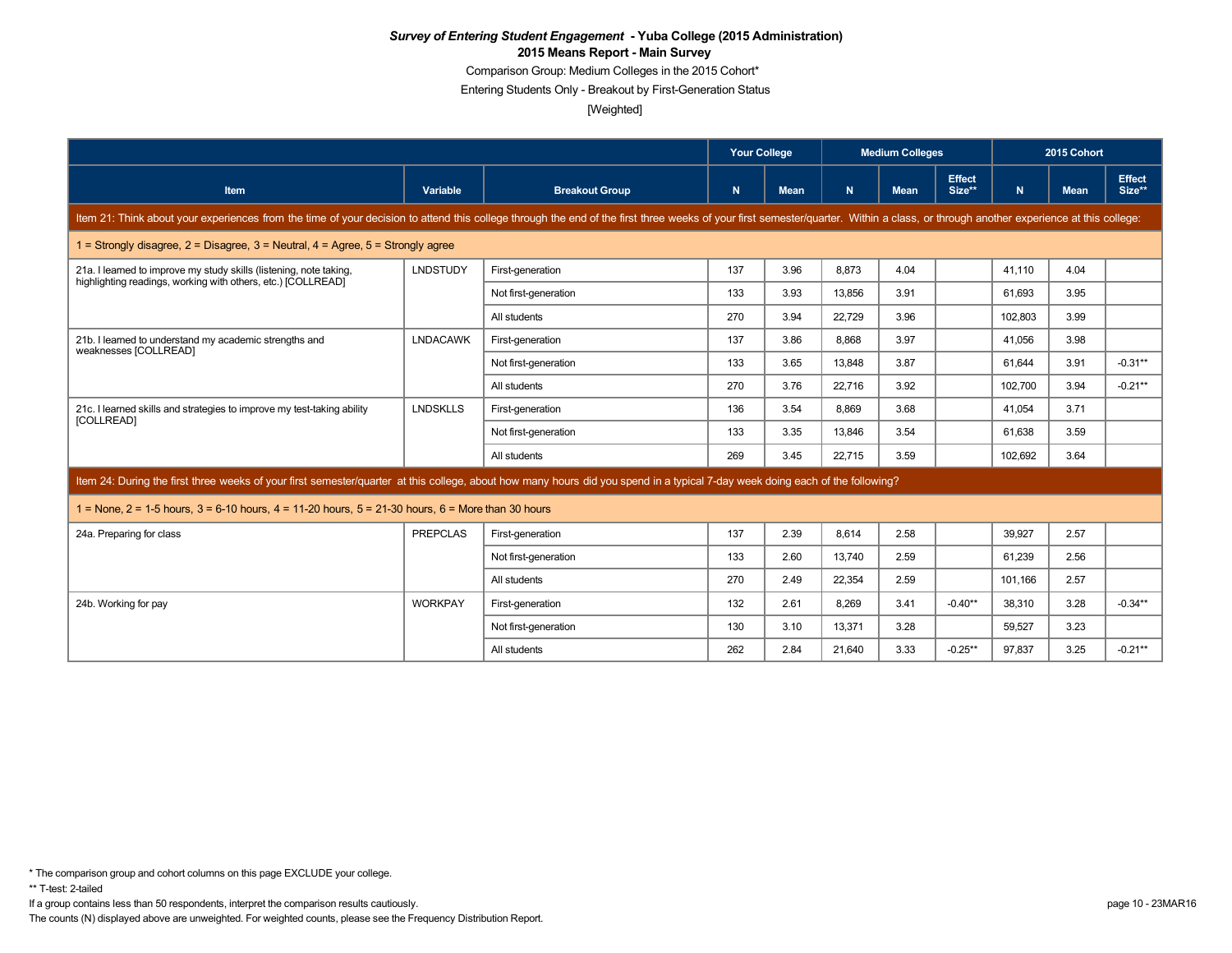***Survey of Entering Student Engagement* - Yuba College (2015 Administration)**

**2015 Means Report - Main Survey**

Comparison Group: Medium Colleges in the 2015 Cohort*

Entering Students Only - Breakout by First-Generation Status

[Weighted]

| | | | Your College | | Medium Colleges | | | 2015 Cohort | | |
|---|---|---|---|---|---|---|---|---|---|---|
| **Item** | **Variable** | **Breakout Group** | **N** | **Mean** | **N** | **Mean** | **Effect Size**** | **N** | **Mean** | **Effect Size**** |
| Item 21: Think about your experiences from the time of your decision to attend this college through the end of the first three weeks of your first semester/quarter. Within a class, or through another experience at this college: | | | | | | | | | | |
| 1 = Strongly disagree, 2 = Disagree, 3 = Neutral, 4 = Agree, 5 = Strongly agree | | | | | | | | | | |
| 21a. I learned to improve my study skills (listening, note taking, highlighting readings, working with others, etc.) [COLLREAD] | LNDSTUDY | First-generation | 137 | 3.96 | 8,873 | 4.04 | | 41,110 | 4.04 | |
| | | Not first-generation | 133 | 3.93 | 13,856 | 3.91 | | 61,693 | 3.95 | |
| | | All students | 270 | 3.94 | 22,729 | 3.96 | | 102,803 | 3.99 | |
| 21b. I learned to understand my academic strengths and weaknesses [COLLREAD] | LNDACAWK | First-generation | 137 | 3.86 | 8,868 | 3.97 | | 41,056 | 3.98 | |
| | | Not first-generation | 133 | 3.65 | 13,848 | 3.87 | | 61,644 | 3.91 | -0.31** |
| | | All students | 270 | 3.76 | 22,716 | 3.92 | | 102,700 | 3.94 | -0.21** |
| 21c. I learned skills and strategies to improve my test-taking ability [COLLREAD] | LNDSKLLS | First-generation | 136 | 3.54 | 8,869 | 3.68 | | 41,054 | 3.71 | |
| | | Not first-generation | 133 | 3.35 | 13,846 | 3.54 | | 61,638 | 3.59 | |
| | | All students | 269 | 3.45 | 22,715 | 3.59 | | 102,692 | 3.64 | |
| Item 24: During the first three weeks of your first semester/quarter at this college, about how many hours did you spend in a typical 7-day week doing each of the following? | | | | | | | | | | |
| 1 = None, 2 = 1-5 hours, 3 = 6-10 hours, 4 = 11-20 hours, 5 = 21-30 hours, 6 = More than 30 hours | | | | | | | | | | |
| 24a. Preparing for class | PREPCLAS | First-generation | 137 | 2.39 | 8,614 | 2.58 | | 39,927 | 2.57 | |
| | | Not first-generation | 133 | 2.60 | 13,740 | 2.59 | | 61,239 | 2.56 | |
| | | All students | 270 | 2.49 | 22,354 | 2.59 | | 101,166 | 2.57 | |
| 24b. Working for pay | WORKPAY | First-generation | 132 | 2.61 | 8,269 | 3.41 | -0.40** | 38,310 | 3.28 | -0.34** |
| | | Not first-generation | 130 | 3.10 | 13,371 | 3.28 | | 59,527 | 3.23 | |
| | | All students | 262 | 2.84 | 21,640 | 3.33 | -0.25** | 97,837 | 3.25 | -0.21** |

* The comparison group and cohort columns on this page EXCLUDE your college.

** T-test: 2-tailed

If a group contains less than 50 respondents, interpret the comparison results cautiously.

The counts (N) displayed above are unweighted. For weighted counts, please see the Frequency Distribution Report.